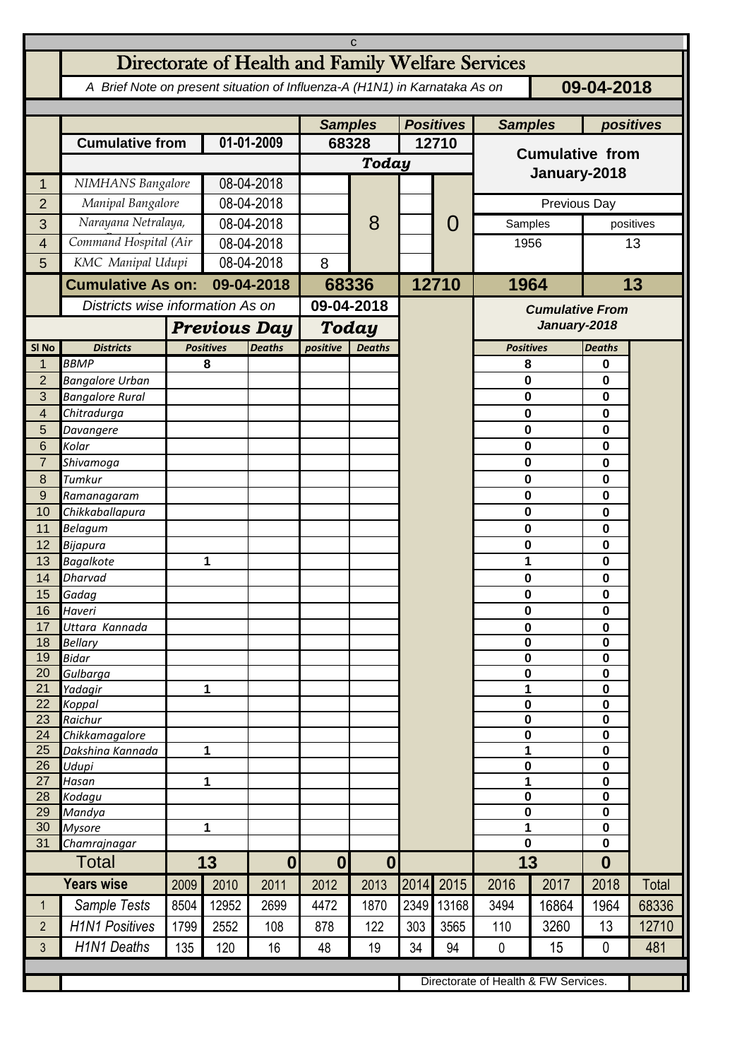# Directorate of Health and Family Welfare Services

*A Brief Note on present situation of Influenza-A (H1N1) in Karnataka As on* **09-04-2018**

| | | | Samples | | Positives | | Samples | positives |
|---|---|---|---|---|---|---|---|---|
| | **Cumulative from** | **01-01-2009** | **68328** | | **12710** | | **Cumulative from January-2018** | |
| | | | **Today** | | | | | |
| 1 | NIMHANS Bangalore | 08-04-2018 | | 8 | | 0 | | |
| 2 | Manipal Bangalore | 08-04-2018 | | | | | Previous Day | |
| 3 | Narayana Netralaya, | 08-04-2018 | | | | | Samples | positives |
| 4 | Command Hospital (Air | 08-04-2018 | | | | | 1956 | 13 |
| 5 | KMC Manipal Udupi | 08-04-2018 | 8 | | | | | |
| | **Cumulative As on:** | **09-04-2018** | **68336** | | **12710** | | **1964** | **13** |

*Districts wise information As on* **09-04-2018**

| Sl No | Districts | Previous Day Positives | Previous Day Deaths | Today positive | Today Deaths | Cumulative From January-2018 Positives | Cumulative From January-2018 Deaths |
|---|---|---|---|---|---|---|---|
| 1 | BBMP | 8 | | | | 8 | 0 |
| 2 | Bangalore Urban | | | | | 0 | 0 |
| 3 | Bangalore Rural | | | | | 0 | 0 |
| 4 | Chitradurga | | | | | 0 | 0 |
| 5 | Davangere | | | | | 0 | 0 |
| 6 | Kolar | | | | | 0 | 0 |
| 7 | Shivamoga | | | | | 0 | 0 |
| 8 | Tumkur | | | | | 0 | 0 |
| 9 | Ramanagaram | | | | | 0 | 0 |
| 10 | Chikkaballapura | | | | | 0 | 0 |
| 11 | Belagum | | | | | 0 | 0 |
| 12 | Bijapura | | | | | 0 | 0 |
| 13 | Bagalkote | 1 | | | | 1 | 0 |
| 14 | Dharvad | | | | | 0 | 0 |
| 15 | Gadag | | | | | 0 | 0 |
| 16 | Haveri | | | | | 0 | 0 |
| 17 | Uttara Kannada | | | | | 0 | 0 |
| 18 | Bellary | | | | | 0 | 0 |
| 19 | Bidar | | | | | 0 | 0 |
| 20 | Gulbarga | | | | | 0 | 0 |
| 21 | Yadagir | 1 | | | | 1 | 0 |
| 22 | Koppal | | | | | 0 | 0 |
| 23 | Raichur | | | | | 0 | 0 |
| 24 | Chikkamagalore | | | | | 0 | 0 |
| 25 | Dakshina Kannada | 1 | | | | 1 | 0 |
| 26 | Udupi | | | | | 0 | 0 |
| 27 | Hasan | 1 | | | | 1 | 0 |
| 28 | Kodagu | | | | | 0 | 0 |
| 29 | Mandya | | | | | 0 | 0 |
| 30 | Mysore | 1 | | | | 1 | 0 |
| 31 | Chamrajnagar | | | | | 0 | 0 |
| | **Total** | **13** | **0** | **0** | **0** | **13** | **0** |

| | Years wise | 2009 | 2010 | 2011 | 2012 | 2013 | 2014 | 2015 | 2016 | 2017 | 2018 | Total |
|---|---|---|---|---|---|---|---|---|---|---|---|---|
| 1 | Sample Tests | 8504 | 12952 | 2699 | 4472 | 1870 | 2349 | 13168 | 3494 | 16864 | 1964 | 68336 |
| 2 | H1N1 Positives | 1799 | 2552 | 108 | 878 | 122 | 303 | 3565 | 110 | 3260 | 13 | 12710 |
| 3 | H1N1 Deaths | 135 | 120 | 16 | 48 | 19 | 34 | 94 | 0 | 15 | 0 | 481 |

Directorate of Health & FW Services.